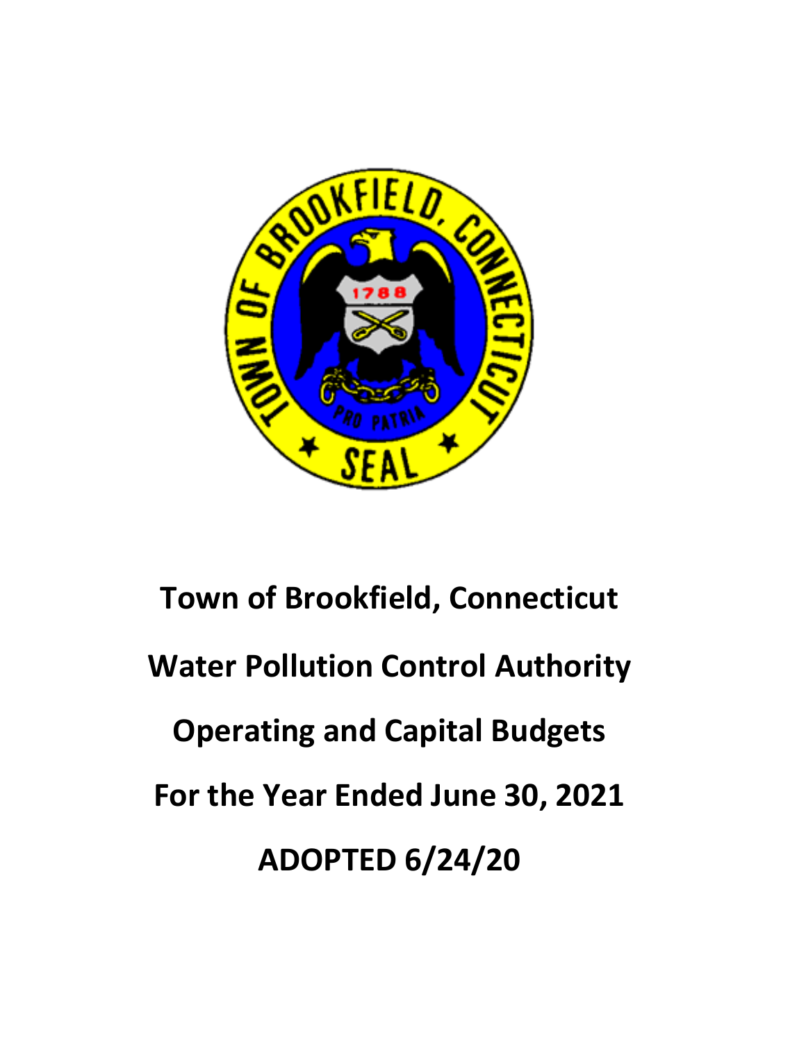# Town of Brookfield, Connecticut

# Water Pollution Control Authority

# Operating and Capital Budgets

# For the Year Ended June 30, 2021

# ADOPTED 6/24/20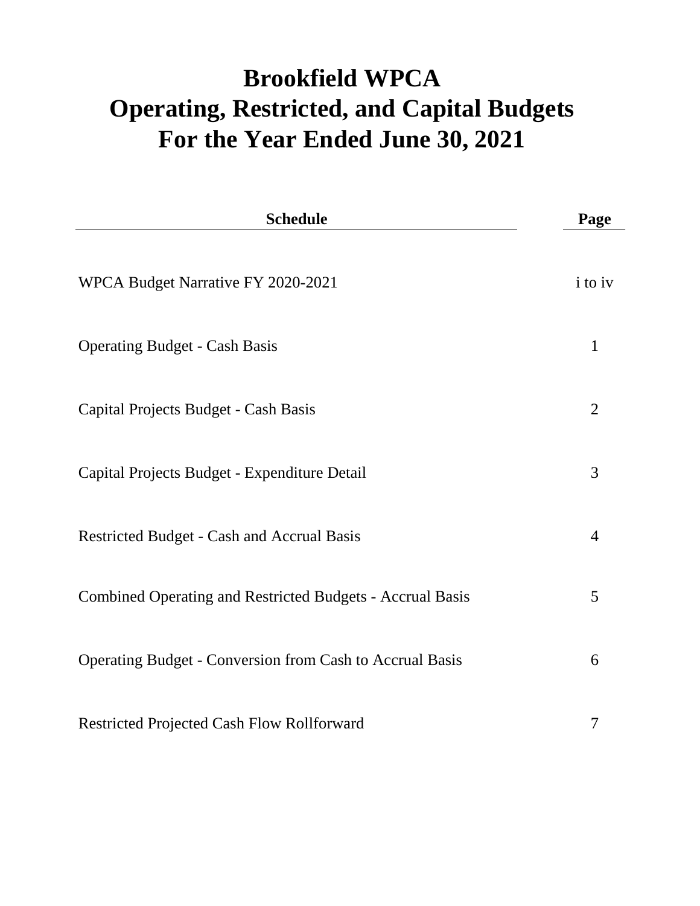# Brookfield WPCA
# Operating, Restricted, and Capital Budgets
# For the Year Ended June 30, 2021

| Schedule | Page |
| --- | --- |
| WPCA Budget Narrative FY 2020-2021 | i to iv |
| Operating Budget - Cash Basis | 1 |
| Capital Projects Budget - Cash Basis | 2 |
| Capital Projects Budget - Expenditure Detail | 3 |
| Restricted Budget - Cash and Accrual Basis | 4 |
| Combined Operating and Restricted Budgets - Accrual Basis | 5 |
| Operating Budget - Conversion from Cash to Accrual Basis | 6 |
| Restricted Projected Cash Flow Rollforward | 7 |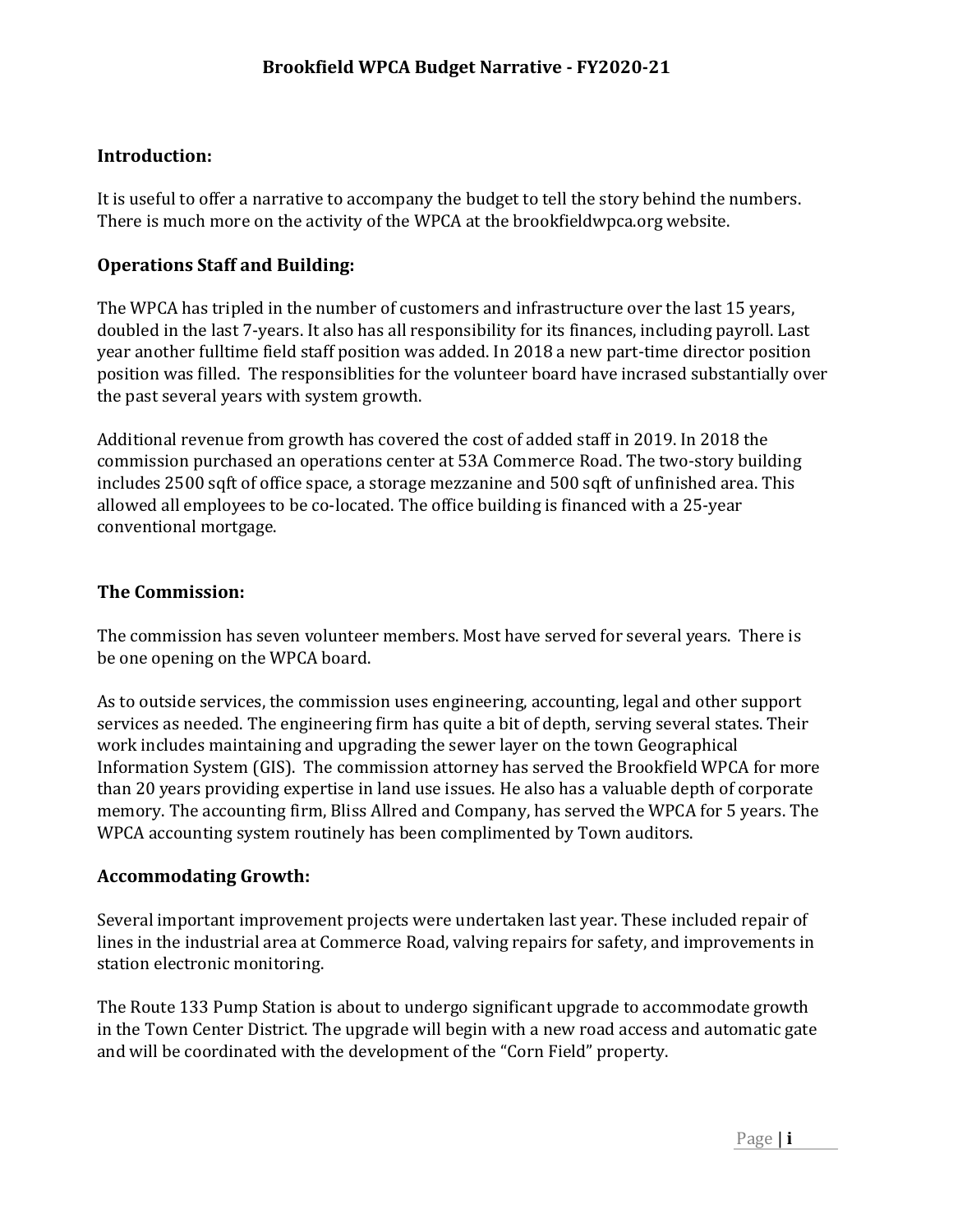# Brookfield WPCA Budget Narrative - FY2020-21

## Introduction:

It is useful to offer a narrative to accompany the budget to tell the story behind the numbers. There is much more on the activity of the WPCA at the brookfieldwpca.org website.

## Operations Staff and Building:

The WPCA has tripled in the number of customers and infrastructure over the last 15 years, doubled in the last 7-years. It also has all responsibility for its finances, including payroll. Last year another fulltime field staff position was added. In 2018 a new part-time director position position was filled. The responsiblities for the volunteer board have incrased substantially over the past several years with system growth.

Additional revenue from growth has covered the cost of added staff in 2019. In 2018 the commission purchased an operations center at 53A Commerce Road. The two-story building includes 2500 sqft of office space, a storage mezzanine and 500 sqft of unfinished area. This allowed all employees to be co-located. The office building is financed with a 25-year conventional mortgage.

## The Commission:

The commission has seven volunteer members. Most have served for several years. There is be one opening on the WPCA board.

As to outside services, the commission uses engineering, accounting, legal and other support services as needed. The engineering firm has quite a bit of depth, serving several states. Their work includes maintaining and upgrading the sewer layer on the town Geographical Information System (GIS). The commission attorney has served the Brookfield WPCA for more than 20 years providing expertise in land use issues. He also has a valuable depth of corporate memory. The accounting firm, Bliss Allred and Company, has served the WPCA for 5 years. The WPCA accounting system routinely has been complimented by Town auditors.

## Accommodating Growth:

Several important improvement projects were undertaken last year. These included repair of lines in the industrial area at Commerce Road, valving repairs for safety, and improvements in station electronic monitoring.

The Route 133 Pump Station is about to undergo significant upgrade to accommodate growth in the Town Center District. The upgrade will begin with a new road access and automatic gate and will be coordinated with the development of the "Corn Field" property.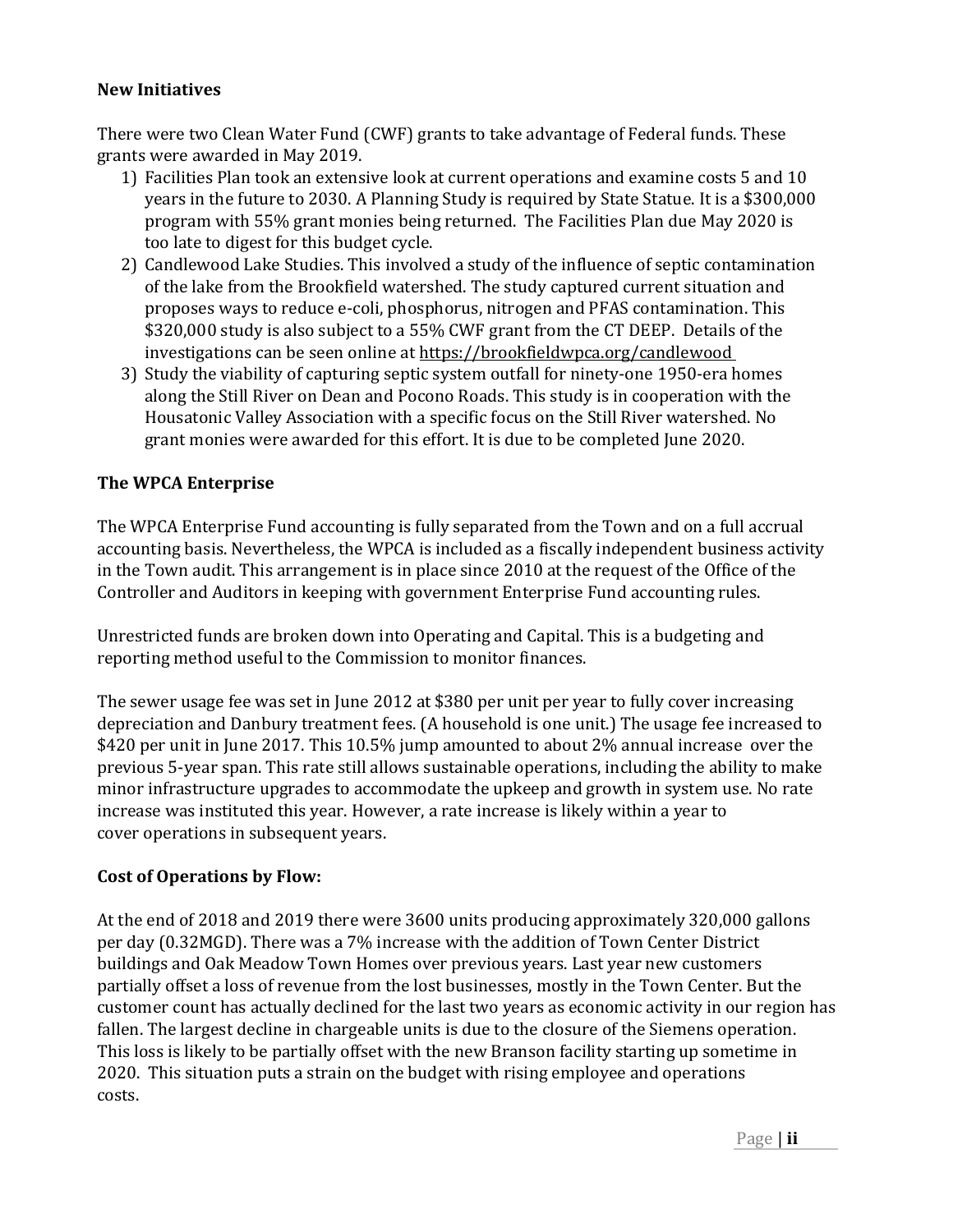**New Initiatives**

There were two Clean Water Fund (CWF) grants to take advantage of Federal funds. These grants were awarded in May 2019.

1) Facilities Plan took an extensive look at current operations and examine costs 5 and 10 years in the future to 2030. A Planning Study is required by State Statue. It is a $300,000 program with 55% grant monies being returned. The Facilities Plan due May 2020 is too late to digest for this budget cycle.
2) Candlewood Lake Studies. This involved a study of the influence of septic contamination of the lake from the Brookfield watershed. The study captured current situation and proposes ways to reduce e-coli, phosphorus, nitrogen and PFAS contamination. This $320,000 study is also subject to a 55% CWF grant from the CT DEEP. Details of the investigations can be seen online at https://brookfieldwpca.org/candlewood
3) Study the viability of capturing septic system outfall for ninety-one 1950-era homes along the Still River on Dean and Pocono Roads. This study is in cooperation with the Housatonic Valley Association with a specific focus on the Still River watershed. No grant monies were awarded for this effort. It is due to be completed June 2020.

**The WPCA Enterprise**

The WPCA Enterprise Fund accounting is fully separated from the Town and on a full accrual accounting basis. Nevertheless, the WPCA is included as a fiscally independent business activity in the Town audit. This arrangement is in place since 2010 at the request of the Office of the Controller and Auditors in keeping with government Enterprise Fund accounting rules.

Unrestricted funds are broken down into Operating and Capital. This is a budgeting and reporting method useful to the Commission to monitor finances.

The sewer usage fee was set in June 2012 at $380 per unit per year to fully cover increasing depreciation and Danbury treatment fees. (A household is one unit.) The usage fee increased to $420 per unit in June 2017. This 10.5% jump amounted to about 2% annual increase over the previous 5-year span. This rate still allows sustainable operations, including the ability to make minor infrastructure upgrades to accommodate the upkeep and growth in system use. No rate increase was instituted this year. However, a rate increase is likely within a year to cover operations in subsequent years.

**Cost of Operations by Flow:**

At the end of 2018 and 2019 there were 3600 units producing approximately 320,000 gallons per day (0.32MGD). There was a 7% increase with the addition of Town Center District buildings and Oak Meadow Town Homes over previous years. Last year new customers partially offset a loss of revenue from the lost businesses, mostly in the Town Center. But the customer count has actually declined for the last two years as economic activity in our region has fallen. The largest decline in chargeable units is due to the closure of the Siemens operation. This loss is likely to be partially offset with the new Branson facility starting up sometime in 2020. This situation puts a strain on the budget with rising employee and operations costs.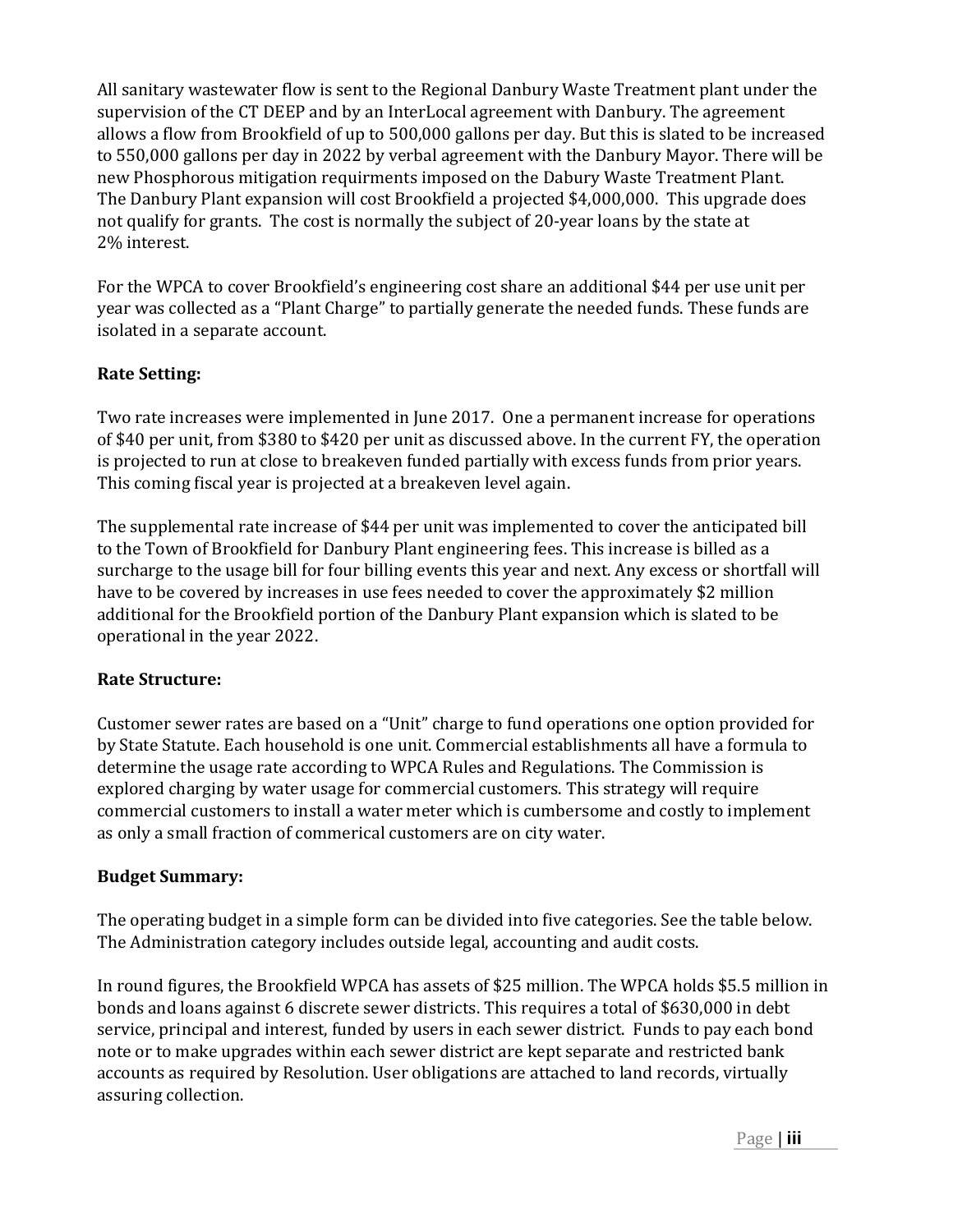All sanitary wastewater flow is sent to the Regional Danbury Waste Treatment plant under the supervision of the CT DEEP and by an InterLocal agreement with Danbury. The agreement allows a flow from Brookfield of up to 500,000 gallons per day. But this is slated to be increased to 550,000 gallons per day in 2022 by verbal agreement with the Danbury Mayor. There will be new Phosphorous mitigation requirments imposed on the Dabury Waste Treatment Plant. The Danbury Plant expansion will cost Brookfield a projected $4,000,000. This upgrade does not qualify for grants. The cost is normally the subject of 20-year loans by the state at 2% interest.

For the WPCA to cover Brookfield's engineering cost share an additional $44 per use unit per year was collected as a "Plant Charge" to partially generate the needed funds. These funds are isolated in a separate account.

**Rate Setting:**

Two rate increases were implemented in June 2017. One a permanent increase for operations of $40 per unit, from $380 to $420 per unit as discussed above. In the current FY, the operation is projected to run at close to breakeven funded partially with excess funds from prior years. This coming fiscal year is projected at a breakeven level again.

The supplemental rate increase of $44 per unit was implemented to cover the anticipated bill to the Town of Brookfield for Danbury Plant engineering fees. This increase is billed as a surcharge to the usage bill for four billing events this year and next. Any excess or shortfall will have to be covered by increases in use fees needed to cover the approximately $2 million additional for the Brookfield portion of the Danbury Plant expansion which is slated to be operational in the year 2022.

**Rate Structure:**

Customer sewer rates are based on a "Unit" charge to fund operations one option provided for by State Statute. Each household is one unit. Commercial establishments all have a formula to determine the usage rate according to WPCA Rules and Regulations. The Commission is explored charging by water usage for commercial customers. This strategy will require commercial customers to install a water meter which is cumbersome and costly to implement as only a small fraction of commerical customers are on city water.

**Budget Summary:**

The operating budget in a simple form can be divided into five categories. See the table below. The Administration category includes outside legal, accounting and audit costs.

In round figures, the Brookfield WPCA has assets of $25 million. The WPCA holds $5.5 million in bonds and loans against 6 discrete sewer districts. This requires a total of $630,000 in debt service, principal and interest, funded by users in each sewer district. Funds to pay each bond note or to make upgrades within each sewer district are kept separate and restricted bank accounts as required by Resolution. User obligations are attached to land records, virtually assuring collection.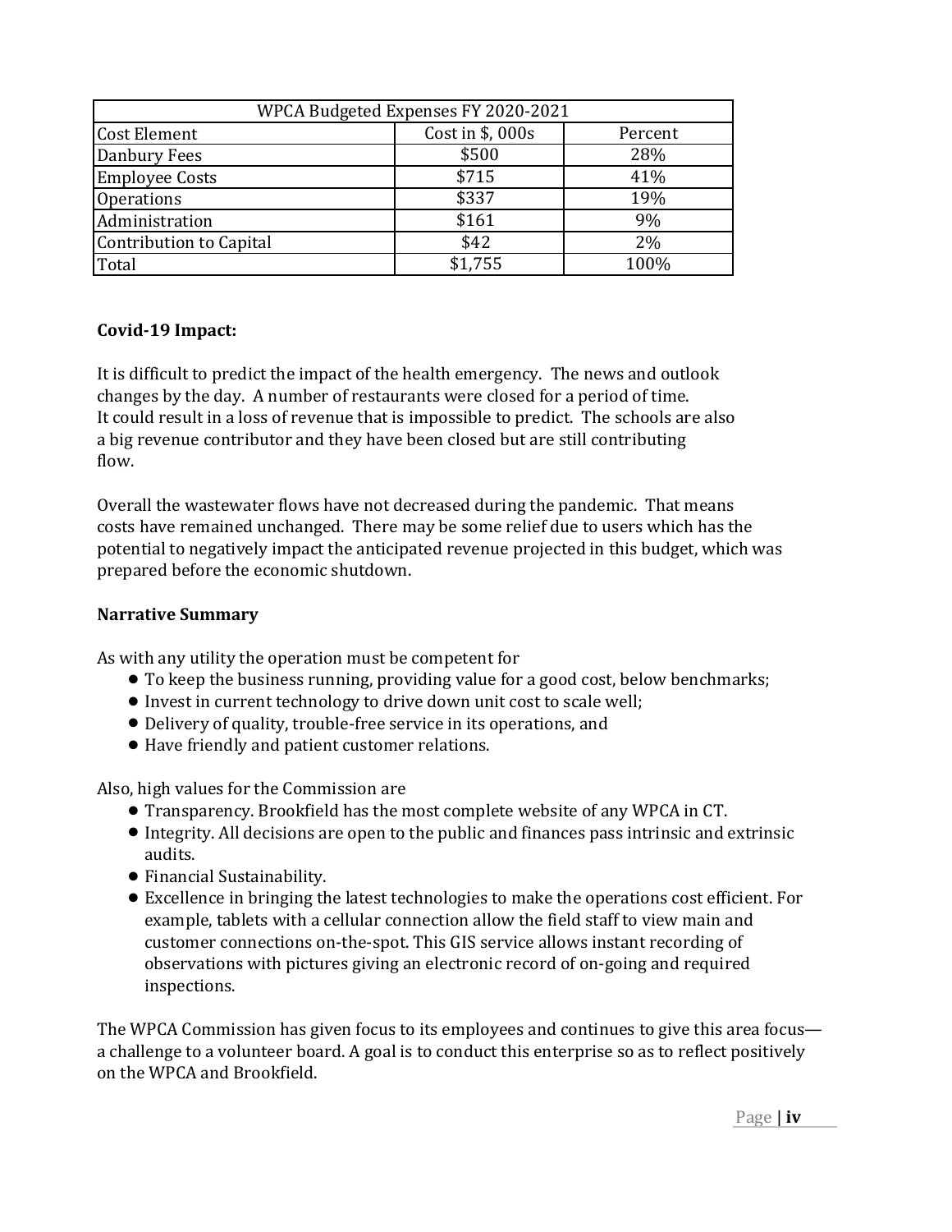| WPCA Budgeted Expenses FY 2020-2021 | | |
|---|---|---|
| Cost Element | Cost in $, 000s | Percent |
| Danbury Fees | $500 | 28% |
| Employee Costs | $715 | 41% |
| Operations | $337 | 19% |
| Administration | $161 | 9% |
| Contribution to Capital | $42 | 2% |
| Total | $1,755 | 100% |

**Covid-19 Impact:**

It is difficult to predict the impact of the health emergency. The news and outlook changes by the day. A number of restaurants were closed for a period of time. It could result in a loss of revenue that is impossible to predict. The schools are also a big revenue contributor and they have been closed but are still contributing flow.

Overall the wastewater flows have not decreased during the pandemic. That means costs have remained unchanged. There may be some relief due to users which has the potential to negatively impact the anticipated revenue projected in this budget, which was prepared before the economic shutdown.

**Narrative Summary**

As with any utility the operation must be competent for

- To keep the business running, providing value for a good cost, below benchmarks;
- Invest in current technology to drive down unit cost to scale well;
- Delivery of quality, trouble-free service in its operations, and
- Have friendly and patient customer relations.

Also, high values for the Commission are

- Transparency. Brookfield has the most complete website of any WPCA in CT.
- Integrity. All decisions are open to the public and finances pass intrinsic and extrinsic audits.
- Financial Sustainability.
- Excellence in bringing the latest technologies to make the operations cost efficient. For example, tablets with a cellular connection allow the field staff to view main and customer connections on-the-spot. This GIS service allows instant recording of observations with pictures giving an electronic record of on-going and required inspections.

The WPCA Commission has given focus to its employees and continues to give this area focus—a challenge to a volunteer board. A goal is to conduct this enterprise so as to reflect positively on the WPCA and Brookfield.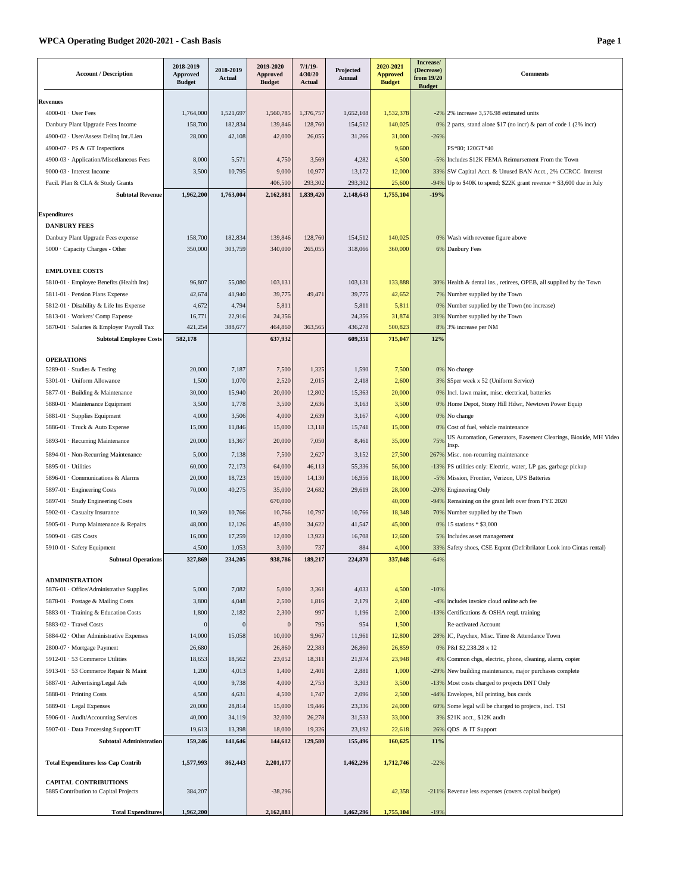## WPCA Operating Budget 2020-2021 - Cash Basis

| Account / Description | 2018-2019 Approved Budget | 2018-2019 Actual | 2019-2020 Approved Budget | 7/1/19-4/30/20 Actual | Projected Annual | 2020-2021 Approved Budget | Increase/ (Decrease) from 19/20 Budget | Comments |
|---|---|---|---|---|---|---|---|---|
| **Revenues** | | | | | | | | |
| 4000-01 · User Fees | 1,764,000 | 1,521,697 | 1,560,785 | 1,376,757 | 1,652,108 | 1,532,378 | -2% | 2% increase 3,576.98 estimated units |
| Danbury Plant Upgrade Fees Income | 158,700 | 182,834 | 139,846 | 128,760 | 154,512 | 140,025 | 0% | 2 parts, stand alone $17 (no incr) & part of code 1 (2% incr) |
| 4900-02 · User/Assess Delinq Int./Lien | 28,000 | 42,108 | 42,000 | 26,055 | 31,266 | 31,000 | -26% | |
| 4900-07 · PS & GT Inspections | | | | | | 9,600 | | PS*80; 120GT*40 |
| 4900-03 · Application/Miscellaneous Fees | 8,000 | 5,571 | 4,750 | 3,569 | 4,282 | 4,500 | -5% | Includes $12K FEMA Reimursement From the Town |
| 9000-03 · Interest Income | 3,500 | 10,795 | 9,000 | 10,977 | 13,172 | 12,000 | 33% | SW Capital Acct. & Unused BAN Acct., 2% CCRCC Interest |
| Facil. Plan & CLA & Study Grants | | | 406,500 | 293,302 | 293,302 | 25,600 | -94% | Up to $40K to spend; $22K grant revenue + $3,600 due in July |
| **Subtotal Revenue** | **1,962,200** | **1,763,004** | **2,162,881** | **1,839,420** | **2,148,643** | **1,755,104** | **-19%** | |
| **Expenditures** | | | | | | | | |
| **DANBURY FEES** | | | | | | | | |
| Danbury Plant Upgrade Fees expense | 158,700 | 182,834 | 139,846 | 128,760 | 154,512 | 140,025 | 0% | Wash with revenue figure above |
| 5000 · Capacity Charges - Other | 350,000 | 303,759 | 340,000 | 265,055 | 318,066 | 360,000 | 6% | Danbury Fees |
| **EMPLOYEE COSTS** | | | | | | | | |
| 5810-01 · Employee Benefits (Health Ins) | 96,807 | 55,080 | 103,131 | | 103,131 | 133,888 | 30% | Health & dental ins., retirees, OPEB, all supplied by the Town |
| 5811-01 · Pension Plans Expense | 42,674 | 41,940 | 39,775 | 49,471 | 39,775 | 42,652 | 7% | Number supplied by the Town |
| 5812-01 · Disability & Life Ins Expense | 4,672 | 4,794 | 5,811 | | 5,811 | 5,811 | 0% | Number supplied by the Town (no increase) |
| 5813-01 · Workers' Comp Expense | 16,771 | 22,916 | 24,356 | | 24,356 | 31,874 | 31% | Number supplied by the Town |
| 5870-01 · Salaries & Employer Payroll Tax | 421,254 | 388,677 | 464,860 | 363,565 | 436,278 | 500,823 | 8% | 3% increase per NM |
| **Subtotal Employee Costs** | **582,178** | | **637,932** | | **609,351** | **715,047** | **12%** | |
| **OPERATIONS** | | | | | | | | |
| 5289-01 · Studies & Testing | 20,000 | 7,187 | 7,500 | 1,325 | 1,590 | 7,500 | 0% | No change |
| 5301-01 · Uniform Allowance | 1,500 | 1,070 | 2,520 | 2,015 | 2,418 | 2,600 | 3% | $5per week x 52 (Uniform Service) |
| 5877-01 · Building & Maintenance | 30,000 | 15,940 | 20,000 | 12,802 | 15,363 | 20,000 | 0% | Incl. lawn maint, misc. electrical, batteries |
| 5880-01 · Maintenance Equipment | 3,500 | 1,778 | 3,500 | 2,636 | 3,163 | 3,500 | 0% | Home Depot, Stony Hill Hdwr, Newtown Power Equip |
| 5881-01 · Supplies Equipment | 4,000 | 3,506 | 4,000 | 2,639 | 3,167 | 4,000 | 0% | No change |
| 5886-01 · Truck & Auto Expense | 15,000 | 11,846 | 15,000 | 13,118 | 15,741 | 15,000 | 0% | Cost of fuel, vehicle maintenance |
| 5893-01 · Recurring Maintenance | 20,000 | 13,367 | 20,000 | 7,050 | 8,461 | 35,000 | 75% | US Automation, Generators, Easement Clearings, Bioxide, MH Video Insp. |
| 5894-01 · Non-Recurring Maintenance | 5,000 | 7,138 | 7,500 | 2,627 | 3,152 | 27,500 | 267% | Misc. non-recurring maintenance |
| 5895-01 · Utilities | 60,000 | 72,173 | 64,000 | 46,113 | 55,336 | 56,000 | -13% | PS utilities only: Electric, water, LP gas, garbage pickup |
| 5896-01 · Communications & Alarms | 20,000 | 18,723 | 19,000 | 14,130 | 16,956 | 18,000 | -5% | Mission, Frontier, Verizon, UPS Batteries |
| 5897-01 · Engineering Costs | 70,000 | 40,275 | 35,000 | 24,682 | 29,619 | 28,000 | -20% | Engineering Only |
| 5897-01 · Study Engineering Costs | | | 670,000 | | | 40,000 | -94% | Remaining on the grant left over from FYE 2020 |
| 5902-01 · Casualty Insurance | 10,369 | 10,766 | 10,766 | 10,797 | 10,766 | 18,348 | 70% | Number supplied by the Town |
| 5905-01 · Pump Maintenance & Repairs | 48,000 | 12,126 | 45,000 | 34,622 | 41,547 | 45,000 | 0% | 15 stations * $3,000 |
| 5909-01 · GIS Costs | 16,000 | 17,259 | 12,000 | 13,923 | 16,708 | 12,600 | 5% | Includes asset management |
| 5910-01 · Safety Equipment | 4,500 | 1,053 | 3,000 | 737 | 884 | 4,000 | 33% | Safety shoes, CSE Eqpmt (Defribrilator Look into Cintas rental) |
| **Subtotal Operations** | **327,869** | **234,205** | **938,786** | **189,217** | **224,870** | **337,048** | **-64%** | |
| **ADMINISTRATION** | | | | | | | | |
| 5876-01 · Office/Administrative Supplies | 5,000 | 7,082 | 5,000 | 3,361 | 4,033 | 4,500 | -10% | |
| 5878-01 · Postage & Mailing Costs | 3,800 | 4,048 | 2,500 | 1,816 | 2,179 | 2,400 | -4% | includes invoice cloud online ach fee |
| 5883-01 · Training & Education Costs | 1,800 | 2,182 | 2,300 | 997 | 1,196 | 2,000 | -13% | Certifications & OSHA reqd. training |
| 5883-02 · Travel Costs | 0 | 0 | 0 | 795 | 954 | 1,500 | | Re-activated Account |
| 5884-02 · Other Administrative Expenses | 14,000 | 15,058 | 10,000 | 9,967 | 11,961 | 12,800 | 28% | IC, Paychex, Misc. Time & Attendance Town |
| 2800-07 · Mortgage Payment | 26,680 | | 26,860 | 22,383 | 26,860 | 26,859 | 0% | P&I $2,238.28 x 12 |
| 5912-01 · 53 Commerce Utilities | 18,653 | 18,562 | 23,052 | 18,311 | 21,974 | 23,948 | 4% | Common chgs, electric, phone, cleaning, alarm, copier |
| 5913-01 · 53 Commerce Repair & Maint | 1,200 | 4,013 | 1,400 | 2,401 | 2,881 | 1,000 | -29% | New building maintenance, major purchases complete |
| 5887-01 · Advertising/Legal Ads | 4,000 | 9,738 | 4,000 | 2,753 | 3,303 | 3,500 | -13% | Most costs charged to projects DNT Only |
| 5888-01 · Printing Costs | 4,500 | 4,631 | 4,500 | 1,747 | 2,096 | 2,500 | -44% | Envelopes, bill printing, bus cards |
| 5889-01 · Legal Expenses | 20,000 | 28,814 | 15,000 | 19,446 | 23,336 | 24,000 | 60% | Some legal will be charged to projects, incl. TSI |
| 5906-01 · Audit/Accounting Services | 40,000 | 34,119 | 32,000 | 26,278 | 31,533 | 33,000 | 3% | $21K acct., $12K audit |
| 5907-01 · Data Processing Support/IT | 19,613 | 13,398 | 18,000 | 19,326 | 23,192 | 22,618 | 26% | QDS & IT Support |
| **Subtotal Administration** | **159,246** | **141,646** | **144,612** | **129,580** | **155,496** | **160,625** | **11%** | |
| **Total Expenditures less Cap Contrib** | **1,577,993** | **862,443** | **2,201,177** | | **1,462,296** | **1,712,746** | **-22%** | |
| **CAPITAL CONTRIBUTIONS** | | | | | | | | |
| 5885 Contribution to Capital Projects | 384,207 | | -38,296 | | | 42,358 | -211% | Revenue less expenses (covers capital budget) |
| **Total Expenditures** | **1,962,200** | | **2,162,881** | | **1,462,296** | **1,755,104** | -19% | |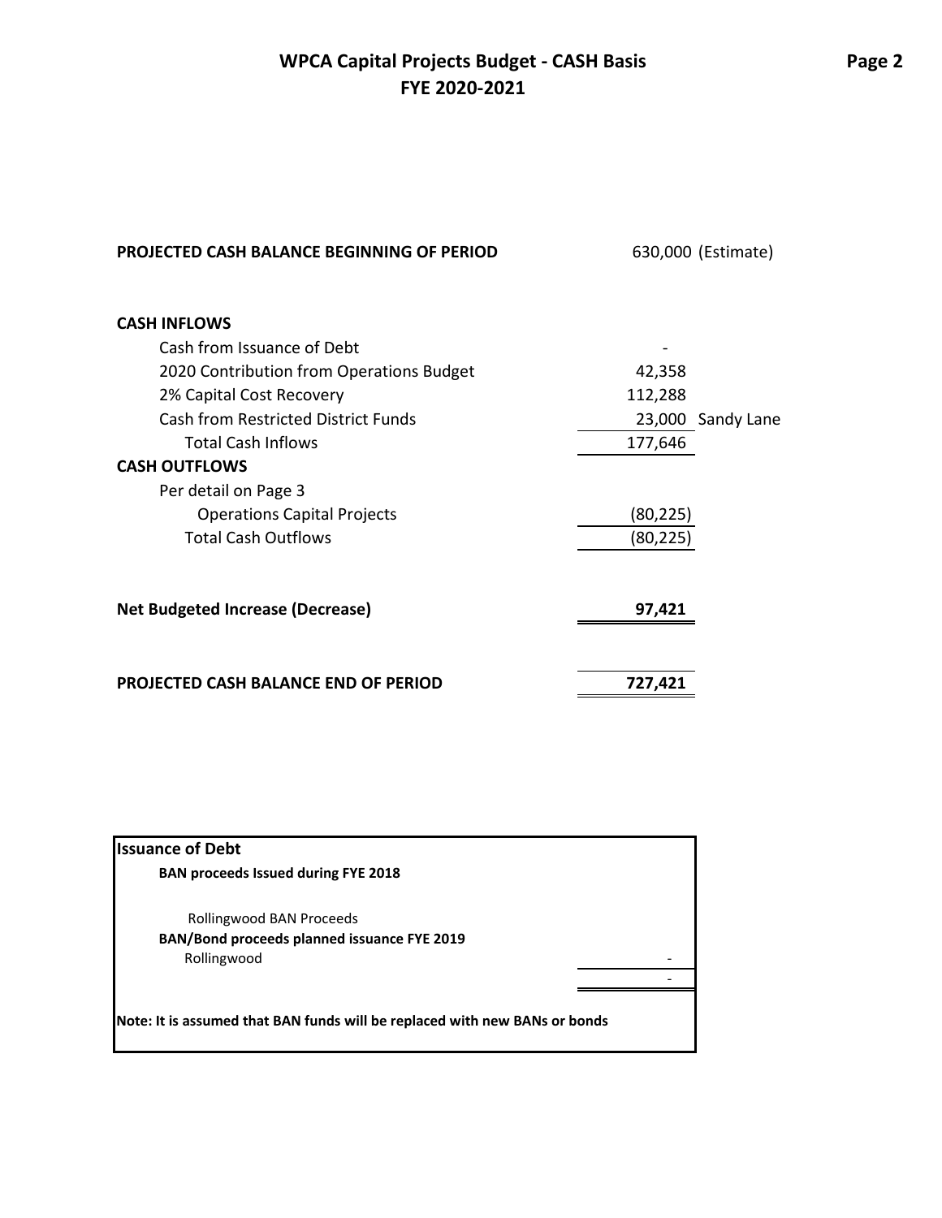# WPCA Capital Projects Budget - CASH Basis
## FYE 2020-2021

| | | |
|---|---|---|
| **PROJECTED CASH BALANCE BEGINNING OF PERIOD** | 630,000 | (Estimate) |
| | | |
| **CASH INFLOWS** | | |
| Cash from Issuance of Debt | - | |
| 2020 Contribution from Operations Budget | 42,358 | |
| 2% Capital Cost Recovery | 112,288 | |
| Cash from Restricted District Funds | 23,000 | Sandy Lane |
| Total Cash Inflows | 177,646 | |
| **CASH OUTFLOWS** | | |
| Per detail on Page 3 | | |
| Operations Capital Projects | (80,225) | |
| Total Cash Outflows | (80,225) | |
| | | |
| **Net Budgeted Increase (Decrease)** | **97,421** | |
| | | |
| **PROJECTED CASH BALANCE END OF PERIOD** | **727,421** | |

| | |
|---|---|
| **Issuance of Debt** | |
| **BAN proceeds Issued during FYE 2018** | |
| Rollingwood BAN Proceeds | |
| **BAN/Bond proceeds planned issuance FYE 2019** | |
| Rollingwood | - |
| | - |
| **Note: It is assumed that BAN funds will be replaced with new BANs or bonds** | |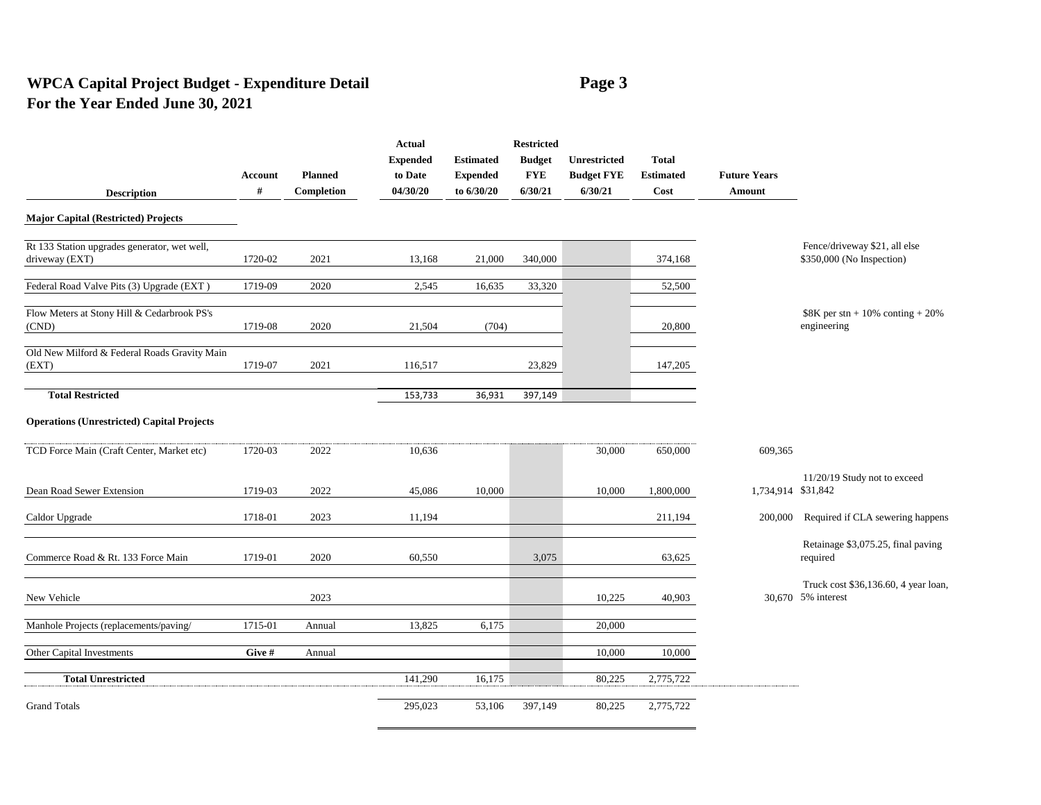# WPCA Capital Project Budget - Expenditure Detail

# For the Year Ended June 30, 2021

| Description | Account # | Planned Completion | Actual Expended to Date 04/30/20 | Estimated Expended to 6/30/20 | Restricted Budget FYE 6/30/21 | Unrestricted Budget FYE 6/30/21 | Total Estimated Cost | Future Years Amount | |
|---|---|---|---|---|---|---|---|---|---|
| **Major Capital (Restricted) Projects** | | | | | | | | | |
| Rt 133 Station upgrades generator, wet well, driveway (EXT) | 1720-02 | 2021 | 13,168 | 21,000 | 340,000 | | 374,168 | | Fence/driveway $21, all else $350,000 (No Inspection) |
| Federal Road Valve Pits (3) Upgrade (EXT ) | 1719-09 | 2020 | 2,545 | 16,635 | 33,320 | | 52,500 | | |
| Flow Meters at Stony Hill & Cedarbrook PS's (CND) | 1719-08 | 2020 | 21,504 | (704) | | | 20,800 | | $8K per stn + 10% conting + 20% engineering |
| Old New Milford & Federal Roads Gravity Main (EXT) | 1719-07 | 2021 | 116,517 | | 23,829 | | 147,205 | | |
| **Total Restricted** | | | 153,733 | 36,931 | 397,149 | | | | |
| **Operations (Unrestricted) Capital Projects** | | | | | | | | | |
| TCD Force Main (Craft Center, Market etc) | 1720-03 | 2022 | 10,636 | | | 30,000 | 650,000 | 609,365 | |
| Dean Road Sewer Extension | 1719-03 | 2022 | 45,086 | 10,000 | | 10,000 | 1,800,000 | 1,734,914 | 11/20/19 Study not to exceed $31,842 |
| Caldor Upgrade | 1718-01 | 2023 | 11,194 | | | | 211,194 | 200,000 | Required if CLA sewering happens |
| Commerce Road & Rt. 133 Force Main | 1719-01 | 2020 | 60,550 | | 3,075 | | 63,625 | | Retainage $3,075.25, final paving required |
| New Vehicle | | 2023 | | | | 10,225 | 40,903 | 30,670 | Truck cost $36,136.60, 4 year loan, 5% interest |
| Manhole Projects (replacements/paving/ | 1715-01 | Annual | 13,825 | 6,175 | | 20,000 | | | |
| Other Capital Investments | **Give #** | Annual | | | | 10,000 | 10,000 | | |
| **Total Unrestricted** | | | 141,290 | 16,175 | | 80,225 | 2,775,722 | | |
| Grand Totals | | | 295,023 | 53,106 | 397,149 | 80,225 | 2,775,722 | | |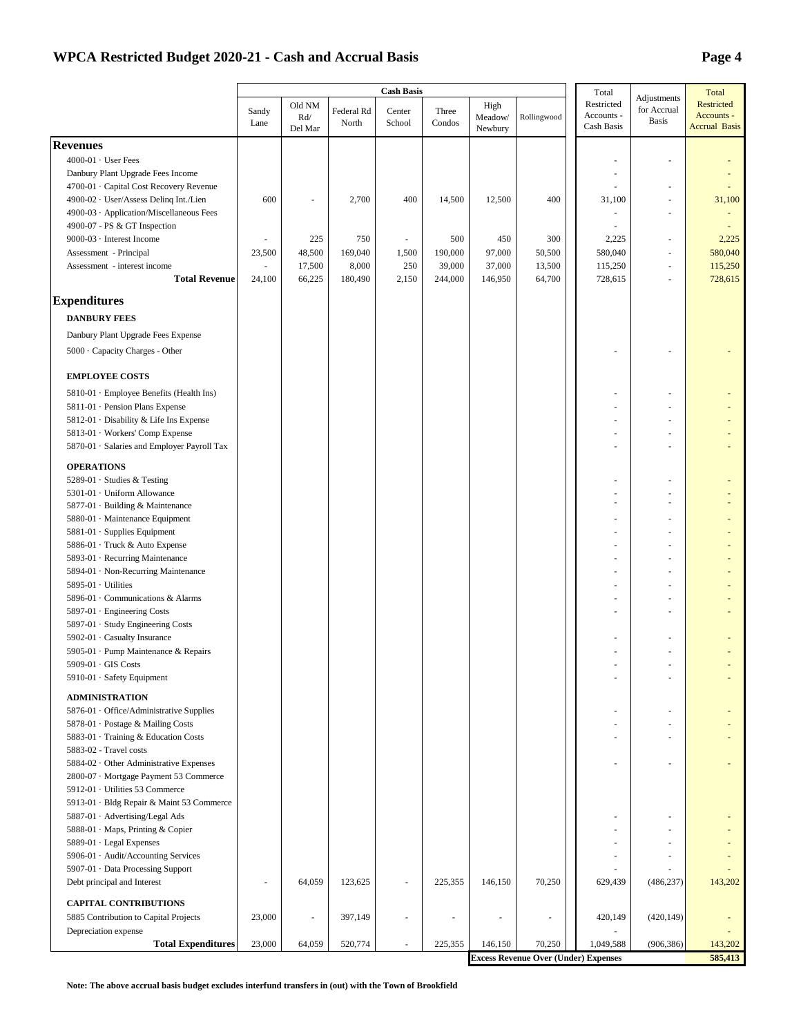# WPCA Restricted Budget 2020-21 - Cash and Accrual Basis

| | Cash Basis | | | | | | | | | |
|---|---|---|---|---|---|---|---|---|---|---|
| | Sandy Lane | Old NM Rd/ Del Mar | Federal Rd North | Center School | Three Condos | High Meadow/ Newbury | Rollingwood | Total Restricted Accounts - Cash Basis | Adjustments for Accrual Basis | Total Restricted Accounts - Accrual Basis |
| **Revenues** | | | | | | | | | | |
| 4000-01 · User Fees | | | | | | | | - | - | - |
| Danbury Plant Upgrade Fees Income | | | | | | | | - | | - |
| 4700-01 · Capital Cost Recovery Revenue | | | | | | | | - | - | - |
| 4900-02 · User/Assess Delinq Int./Lien | 600 | - | 2,700 | 400 | 14,500 | 12,500 | 400 | 31,100 | - | 31,100 |
| 4900-03 · Application/Miscellaneous Fees | | | | | | | | - | - | - |
| 4900-07 - PS & GT Inspection | | | | | | | | - | | - |
| 9000-03 · Interest Income | - | 225 | 750 | - | 500 | 450 | 300 | 2,225 | - | 2,225 |
| Assessment - Principal | 23,500 | 48,500 | 169,040 | 1,500 | 190,000 | 97,000 | 50,500 | 580,040 | - | 580,040 |
| Assessment - interest income | - | 17,500 | 8,000 | 250 | 39,000 | 37,000 | 13,500 | 115,250 | - | 115,250 |
| **Total Revenue** | 24,100 | 66,225 | 180,490 | 2,150 | 244,000 | 146,950 | 64,700 | 728,615 | - | 728,615 |
| **Expenditures** | | | | | | | | | | |
| **DANBURY FEES** | | | | | | | | | | |
| Danbury Plant Upgrade Fees Expense | | | | | | | | | | |
| 5000 · Capacity Charges - Other | | | | | | | | - | - | - |
| **EMPLOYEE COSTS** | | | | | | | | | | |
| 5810-01 · Employee Benefits (Health Ins) | | | | | | | | - | - | - |
| 5811-01 · Pension Plans Expense | | | | | | | | - | - | - |
| 5812-01 · Disability & Life Ins Expense | | | | | | | | - | - | - |
| 5813-01 · Workers' Comp Expense | | | | | | | | - | - | - |
| 5870-01 · Salaries and Employer Payroll Tax | | | | | | | | - | - | - |
| **OPERATIONS** | | | | | | | | | | |
| 5289-01 · Studies & Testing | | | | | | | | - | - | - |
| 5301-01 · Uniform Allowance | | | | | | | | - | - | - |
| 5877-01 · Building & Maintenance | | | | | | | | - | - | - |
| 5880-01 · Maintenance Equipment | | | | | | | | - | - | - |
| 5881-01 · Supplies Equipment | | | | | | | | - | - | - |
| 5886-01 · Truck & Auto Expense | | | | | | | | - | - | - |
| 5893-01 · Recurring Maintenance | | | | | | | | - | - | - |
| 5894-01 · Non-Recurring Maintenance | | | | | | | | - | - | - |
| 5895-01 · Utilities | | | | | | | | - | - | - |
| 5896-01 · Communications & Alarms | | | | | | | | - | - | - |
| 5897-01 · Engineering Costs | | | | | | | | - | - | - |
| 5897-01 · Study Engineering Costs | | | | | | | | | | |
| 5902-01 · Casualty Insurance | | | | | | | | - | - | - |
| 5905-01 · Pump Maintenance & Repairs | | | | | | | | - | - | - |
| 5909-01 · GIS Costs | | | | | | | | - | - | - |
| 5910-01 · Safety Equipment | | | | | | | | - | - | - |
| **ADMINISTRATION** | | | | | | | | | | |
| 5876-01 · Office/Administrative Supplies | | | | | | | | - | - | - |
| 5878-01 · Postage & Mailing Costs | | | | | | | | - | - | - |
| 5883-01 · Training & Education Costs | | | | | | | | - | - | - |
| 5883-02 - Travel costs | | | | | | | | | | |
| 5884-02 · Other Administrative Expenses | | | | | | | | - | - | - |
| 2800-07 · Mortgage Payment 53 Commerce | | | | | | | | | | |
| 5912-01 · Utilities 53 Commerce | | | | | | | | | | |
| 5913-01 · Bldg Repair & Maint 53 Commerce | | | | | | | | | | |
| 5887-01 · Advertising/Legal Ads | | | | | | | | - | - | - |
| 5888-01 · Maps, Printing & Copier | | | | | | | | - | - | - |
| 5889-01 · Legal Expenses | | | | | | | | - | - | - |
| 5906-01 · Audit/Accounting Services | | | | | | | | - | - | - |
| 5907-01 · Data Processing Support | | | | | | | | - | - | - |
| Debt principal and Interest | - | 64,059 | 123,625 | - | 225,355 | 146,150 | 70,250 | 629,439 | (486,237) | 143,202 |
| **CAPITAL CONTRIBUTIONS** | | | | | | | | | | |
| 5885 Contribution to Capital Projects | 23,000 | - | 397,149 | - | - | - | - | 420,149 | (420,149) | - |
| Depreciation expense | | | | | | | | - | | - |
| **Total Expenditures** | 23,000 | 64,059 | 520,774 | - | 225,355 | 146,150 | 70,250 | 1,049,588 | (906,386) | 143,202 |
| | | | | | | **Excess Revenue Over (Under) Expenses** | | | | **585,413** |

**Note: The above accrual basis budget excludes interfund transfers in (out) with the Town of Brookfield**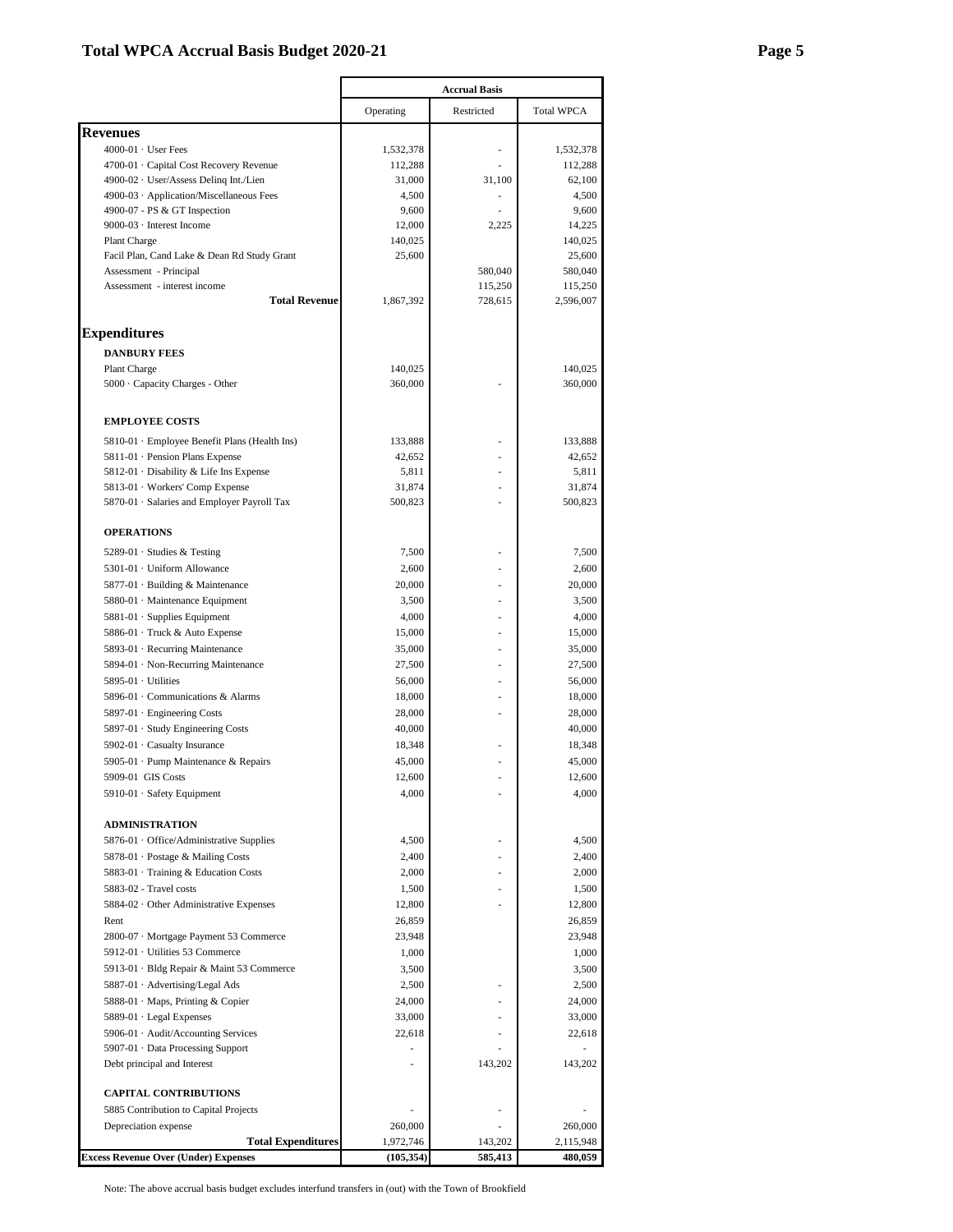## Total WPCA Accrual Basis Budget 2020-21

| | Accrual Basis | | |
|---|---|---|---|
| | Operating | Restricted | Total WPCA |
| **Revenues** | | | |
| 4000-01 · User Fees | 1,532,378 | - | 1,532,378 |
| 4700-01 · Capital Cost Recovery Revenue | 112,288 | - | 112,288 |
| 4900-02 · User/Assess Delinq Int./Lien | 31,000 | 31,100 | 62,100 |
| 4900-03 · Application/Miscellaneous Fees | 4,500 | - | 4,500 |
| 4900-07 - PS & GT Inspection | 9,600 | - | 9,600 |
| 9000-03 · Interest Income | 12,000 | 2,225 | 14,225 |
| Plant Charge | 140,025 | | 140,025 |
| Facil Plan, Cand Lake & Dean Rd Study Grant | 25,600 | | 25,600 |
| Assessment - Principal | | 580,040 | 580,040 |
| Assessment - interest income | | 115,250 | 115,250 |
| **Total Revenue** | 1,867,392 | 728,615 | 2,596,007 |
| **Expenditures** | | | |
| **DANBURY FEES** | | | |
| Plant Charge | 140,025 | | 140,025 |
| 5000 · Capacity Charges - Other | 360,000 | - | 360,000 |
| **EMPLOYEE COSTS** | | | |
| 5810-01 · Employee Benefit Plans (Health Ins) | 133,888 | - | 133,888 |
| 5811-01 · Pension Plans Expense | 42,652 | - | 42,652 |
| 5812-01 · Disability & Life Ins Expense | 5,811 | - | 5,811 |
| 5813-01 · Workers' Comp Expense | 31,874 | - | 31,874 |
| 5870-01 · Salaries and Employer Payroll Tax | 500,823 | - | 500,823 |
| **OPERATIONS** | | | |
| 5289-01 · Studies & Testing | 7,500 | - | 7,500 |
| 5301-01 · Uniform Allowance | 2,600 | - | 2,600 |
| 5877-01 · Building & Maintenance | 20,000 | - | 20,000 |
| 5880-01 · Maintenance Equipment | 3,500 | - | 3,500 |
| 5881-01 · Supplies Equipment | 4,000 | - | 4,000 |
| 5886-01 · Truck & Auto Expense | 15,000 | - | 15,000 |
| 5893-01 · Recurring Maintenance | 35,000 | - | 35,000 |
| 5894-01 · Non-Recurring Maintenance | 27,500 | - | 27,500 |
| 5895-01 · Utilities | 56,000 | - | 56,000 |
| 5896-01 · Communications & Alarms | 18,000 | - | 18,000 |
| 5897-01 · Engineering Costs | 28,000 | - | 28,000 |
| 5897-01 · Study Engineering Costs | 40,000 | | 40,000 |
| 5902-01 · Casualty Insurance | 18,348 | - | 18,348 |
| 5905-01 · Pump Maintenance & Repairs | 45,000 | - | 45,000 |
| 5909-01 GIS Costs | 12,600 | - | 12,600 |
| 5910-01 · Safety Equipment | 4,000 | - | 4,000 |
| **ADMINISTRATION** | | | |
| 5876-01 · Office/Administrative Supplies | 4,500 | - | 4,500 |
| 5878-01 · Postage & Mailing Costs | 2,400 | - | 2,400 |
| 5883-01 · Training & Education Costs | 2,000 | - | 2,000 |
| 5883-02 - Travel costs | 1,500 | - | 1,500 |
| 5884-02 · Other Administrative Expenses | 12,800 | - | 12,800 |
| Rent | 26,859 | | 26,859 |
| 2800-07 · Mortgage Payment 53 Commerce | 23,948 | | 23,948 |
| 5912-01 · Utilities 53 Commerce | 1,000 | | 1,000 |
| 5913-01 · Bldg Repair & Maint 53 Commerce | 3,500 | | 3,500 |
| 5887-01 · Advertising/Legal Ads | 2,500 | - | 2,500 |
| 5888-01 · Maps, Printing & Copier | 24,000 | - | 24,000 |
| 5889-01 · Legal Expenses | 33,000 | - | 33,000 |
| 5906-01 · Audit/Accounting Services | 22,618 | - | 22,618 |
| 5907-01 · Data Processing Support | - | - | - |
| Debt principal and Interest | - | 143,202 | 143,202 |
| **CAPITAL CONTRIBUTIONS** | | | |
| 5885 Contribution to Capital Projects | - | - | - |
| Depreciation expense | 260,000 | - | 260,000 |
| **Total Expenditures** | 1,972,746 | 143,202 | 2,115,948 |
| **Excess Revenue Over (Under) Expenses** | **(105,354)** | **585,413** | **480,059** |

Note: The above accrual basis budget excludes interfund transfers in (out) with the Town of Brookfield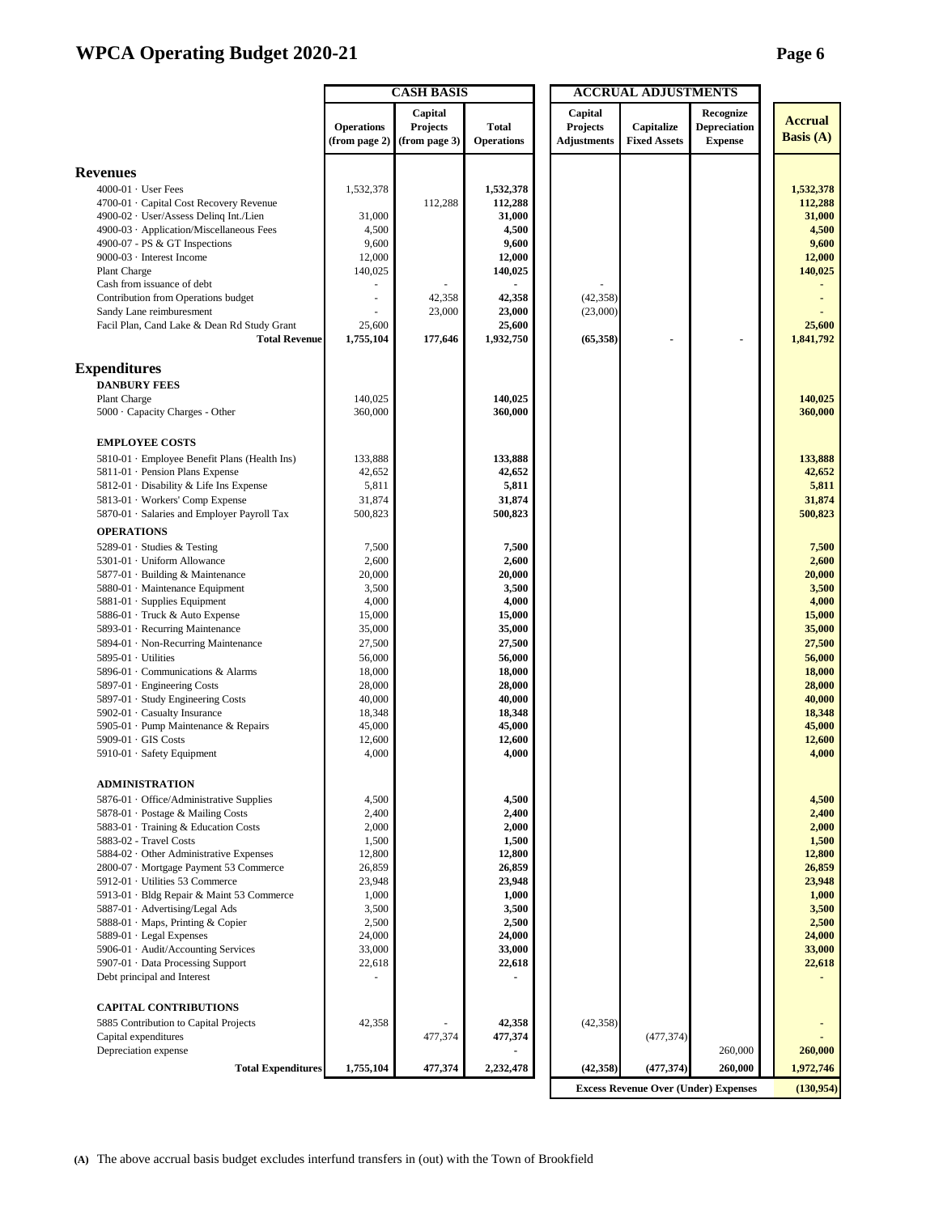# WPCA Operating Budget 2020-21

| | CASH BASIS | | | ACCRUAL ADJUSTMENTS | | | |
|---|---|---|---|---|---|---|---|
| | Operations (from page 2) | Capital Projects (from page 3) | Total Operations | Capital Projects Adjustments | Capitalize Fixed Assets | Recognize Depreciation Expense | Accrual Basis (A) |
| **Revenues** | | | | | | | |
| 4000-01 · User Fees | 1,532,378 | | **1,532,378** | | | | **1,532,378** |
| 4700-01 · Capital Cost Recovery Revenue | | 112,288 | **112,288** | | | | **112,288** |
| 4900-02 · User/Assess Delinq Int./Lien | 31,000 | | **31,000** | | | | **31,000** |
| 4900-03 · Application/Miscellaneous Fees | 4,500 | | **4,500** | | | | **4,500** |
| 4900-07 - PS & GT Inspections | 9,600 | | **9,600** | | | | **9,600** |
| 9000-03 · Interest Income | 12,000 | | **12,000** | | | | **12,000** |
| Plant Charge | 140,025 | | **140,025** | | | | **140,025** |
| Cash from issuance of debt | - | - | **-** | - | | | **-** |
| Contribution from Operations budget | - | 42,358 | **42,358** | (42,358) | | | **-** |
| Sandy Lane reimburesment | - | 23,000 | **23,000** | (23,000) | | | **-** |
| Facil Plan, Cand Lake & Dean Rd Study Grant | 25,600 | | **25,600** | | | | **25,600** |
| **Total Revenue** | **1,755,104** | **177,646** | **1,932,750** | **(65,358)** | **-** | **-** | **1,841,792** |
| **Expenditures** | | | | | | | |
| **DANBURY FEES** | | | | | | | |
| Plant Charge | 140,025 | | **140,025** | | | | **140,025** |
| 5000 · Capacity Charges - Other | 360,000 | | **360,000** | | | | **360,000** |
| **EMPLOYEE COSTS** | | | | | | | |
| 5810-01 · Employee Benefit Plans (Health Ins) | 133,888 | | **133,888** | | | | **133,888** |
| 5811-01 · Pension Plans Expense | 42,652 | | **42,652** | | | | **42,652** |
| 5812-01 · Disability & Life Ins Expense | 5,811 | | **5,811** | | | | **5,811** |
| 5813-01 · Workers' Comp Expense | 31,874 | | **31,874** | | | | **31,874** |
| 5870-01 · Salaries and Employer Payroll Tax | 500,823 | | **500,823** | | | | **500,823** |
| **OPERATIONS** | | | | | | | |
| 5289-01 · Studies & Testing | 7,500 | | **7,500** | | | | **7,500** |
| 5301-01 · Uniform Allowance | 2,600 | | **2,600** | | | | **2,600** |
| 5877-01 · Building & Maintenance | 20,000 | | **20,000** | | | | **20,000** |
| 5880-01 · Maintenance Equipment | 3,500 | | **3,500** | | | | **3,500** |
| 5881-01 · Supplies Equipment | 4,000 | | **4,000** | | | | **4,000** |
| 5886-01 · Truck & Auto Expense | 15,000 | | **15,000** | | | | **15,000** |
| 5893-01 · Recurring Maintenance | 35,000 | | **35,000** | | | | **35,000** |
| 5894-01 · Non-Recurring Maintenance | 27,500 | | **27,500** | | | | **27,500** |
| 5895-01 · Utilities | 56,000 | | **56,000** | | | | **56,000** |
| 5896-01 · Communications & Alarms | 18,000 | | **18,000** | | | | **18,000** |
| 5897-01 · Engineering Costs | 28,000 | | **28,000** | | | | **28,000** |
| 5897-01 · Study Engineering Costs | 40,000 | | **40,000** | | | | **40,000** |
| 5902-01 · Casualty Insurance | 18,348 | | **18,348** | | | | **18,348** |
| 5905-01 · Pump Maintenance & Repairs | 45,000 | | **45,000** | | | | **45,000** |
| 5909-01 · GIS Costs | 12,600 | | **12,600** | | | | **12,600** |
| 5910-01 · Safety Equipment | 4,000 | | **4,000** | | | | **4,000** |
| **ADMINISTRATION** | | | | | | | |
| 5876-01 · Office/Administrative Supplies | 4,500 | | **4,500** | | | | **4,500** |
| 5878-01 · Postage & Mailing Costs | 2,400 | | **2,400** | | | | **2,400** |
| 5883-01 · Training & Education Costs | 2,000 | | **2,000** | | | | **2,000** |
| 5883-02 - Travel Costs | 1,500 | | **1,500** | | | | **1,500** |
| 5884-02 · Other Administrative Expenses | 12,800 | | **12,800** | | | | **12,800** |
| 2800-07 · Mortgage Payment 53 Commerce | 26,859 | | **26,859** | | | | **26,859** |
| 5912-01 · Utilities 53 Commerce | 23,948 | | **23,948** | | | | **23,948** |
| 5913-01 · Bldg Repair & Maint 53 Commerce | 1,000 | | **1,000** | | | | **1,000** |
| 5887-01 · Advertising/Legal Ads | 3,500 | | **3,500** | | | | **3,500** |
| 5888-01 · Maps, Printing & Copier | 2,500 | | **2,500** | | | | **2,500** |
| 5889-01 · Legal Expenses | 24,000 | | **24,000** | | | | **24,000** |
| 5906-01 · Audit/Accounting Services | 33,000 | | **33,000** | | | | **33,000** |
| 5907-01 · Data Processing Support | 22,618 | | **22,618** | | | | **22,618** |
| Debt principal and Interest | - | | **-** | | | | **-** |
| **CAPITAL CONTRIBUTIONS** | | | | | | | |
| 5885 Contribution to Capital Projects | 42,358 | - | **42,358** | (42,358) | | | **-** |
| Capital expenditures | | 477,374 | **477,374** | | (477,374) | | **-** |
| Depreciation expense | | | **-** | | | 260,000 | **260,000** |
| **Total Expenditures** | **1,755,104** | **477,374** | **2,232,478** | **(42,358)** | **(477,374)** | **260,000** | **1,972,746** |
| | | | | **Excess Revenue Over (Under) Expenses** | | | **(130,954)** |

**(A)** The above accrual basis budget excludes interfund transfers in (out) with the Town of Brookfield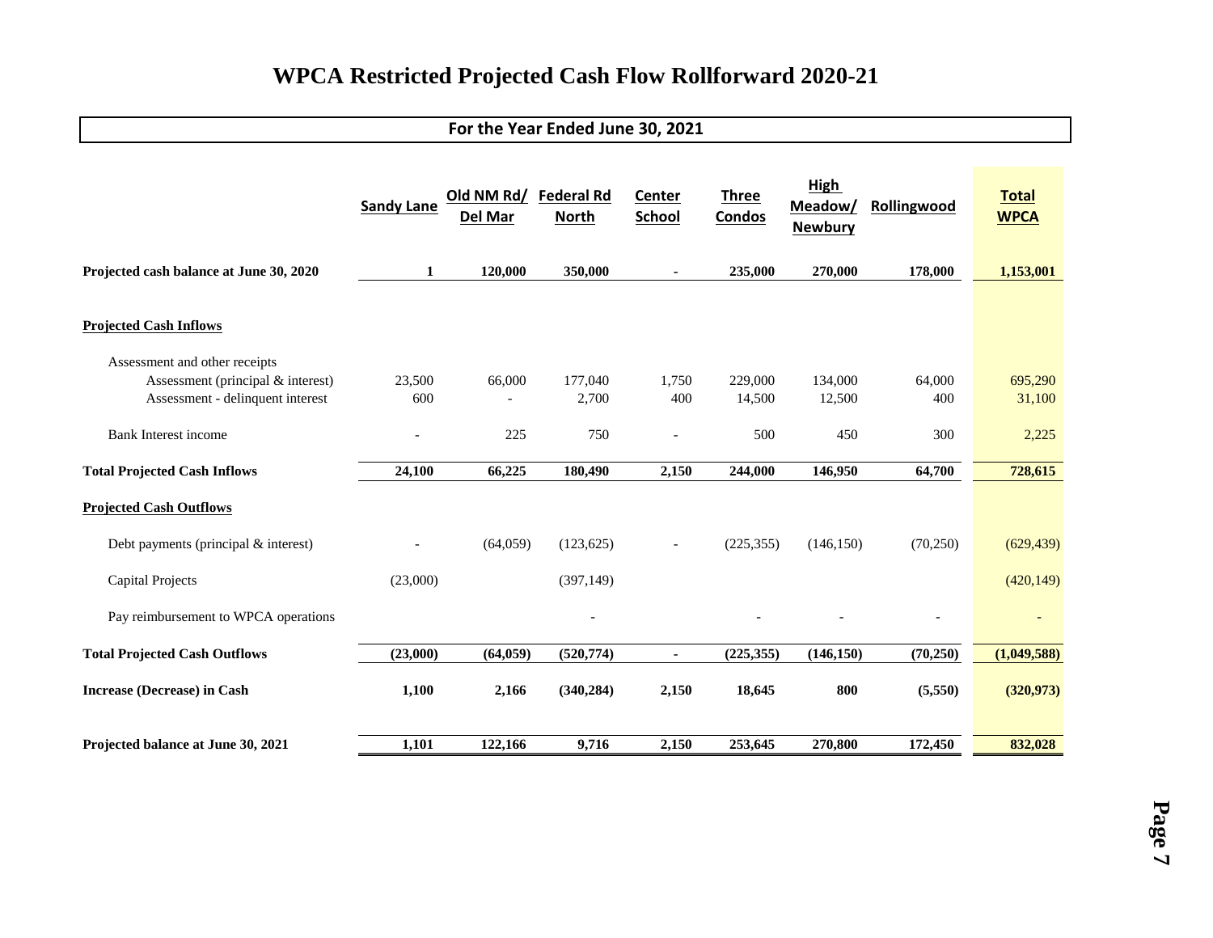# WPCA Restricted Projected Cash Flow Rollforward 2020-21

## For the Year Ended June 30, 2021

| | Sandy Lane | Old NM Rd/ Del Mar | Federal Rd North | Center School | Three Condos | High Meadow/ Newbury | Rollingwood | Total WPCA |
|---|---|---|---|---|---|---|---|---|
| **Projected cash balance at June 30, 2020** | **1** | **120,000** | **350,000** | **-** | **235,000** | **270,000** | **178,000** | **1,153,001** |
| **Projected Cash Inflows** | | | | | | | | |
| Assessment and other receipts | | | | | | | | |
| Assessment (principal & interest) | 23,500 | 66,000 | 177,040 | 1,750 | 229,000 | 134,000 | 64,000 | 695,290 |
| Assessment - delinquent interest | 600 | - | 2,700 | 400 | 14,500 | 12,500 | 400 | 31,100 |
| Bank Interest income | - | 225 | 750 | - | 500 | 450 | 300 | 2,225 |
| **Total Projected Cash Inflows** | **24,100** | **66,225** | **180,490** | **2,150** | **244,000** | **146,950** | **64,700** | **728,615** |
| **Projected Cash Outflows** | | | | | | | | |
| Debt payments (principal & interest) | - | (64,059) | (123,625) | - | (225,355) | (146,150) | (70,250) | (629,439) |
| Capital Projects | (23,000) | | (397,149) | | | | | (420,149) |
| Pay reimbursement to WPCA operations | | | - | | - | - | - | - |
| **Total Projected Cash Outflows** | **(23,000)** | **(64,059)** | **(520,774)** | **-** | **(225,355)** | **(146,150)** | **(70,250)** | **(1,049,588)** |
| **Increase (Decrease) in Cash** | **1,100** | **2,166** | **(340,284)** | **2,150** | **18,645** | **800** | **(5,550)** | **(320,973)** |
| **Projected balance at June 30, 2021** | **1,101** | **122,166** | **9,716** | **2,150** | **253,645** | **270,800** | **172,450** | **832,028** |